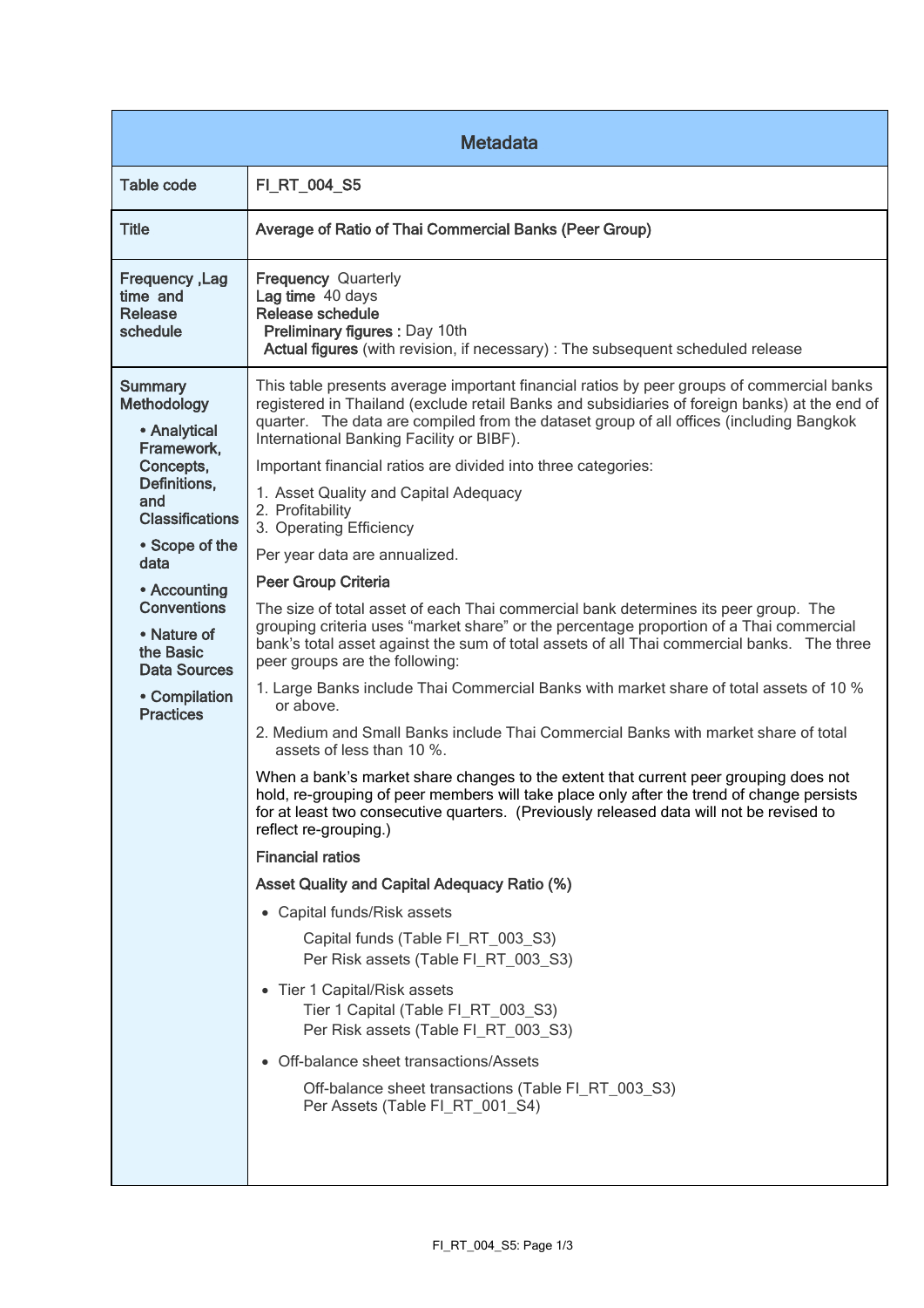| Metadata | |
|---|---|
| Table code | FI_RT_004_S5 |
| Title | Average of Ratio of Thai Commercial Banks (Peer Group) |
| Frequency ,Lag time and Release schedule | **Frequency** Quarterly<br>**Lag time** 40 days<br>**Release schedule**<br>**Preliminary figures :** Day 10th<br>**Actual figures** (with revision, if necessary) : The subsequent scheduled release |
| Summary Methodology<br>• Analytical Framework, Concepts, Definitions, and Classifications<br>• Scope of the data<br>• Accounting Conventions<br>• Nature of the Basic Data Sources<br>• Compilation Practices | This table presents average important financial ratios by peer groups of commercial banks registered in Thailand (exclude retail Banks and subsidiaries of foreign banks) at the end of quarter. The data are compiled from the dataset group of all offices (including Bangkok International Banking Facility or BIBF).<br><br>Important financial ratios are divided into three categories:<br><br>1. Asset Quality and Capital Adequacy<br>2. Profitability<br>3. Operating Efficiency<br><br>Per year data are annualized.<br><br>**Peer Group Criteria**<br><br>The size of total asset of each Thai commercial bank determines its peer group. The grouping criteria uses "market share" or the percentage proportion of a Thai commercial bank's total asset against the sum of total assets of all Thai commercial banks. The three peer groups are the following:<br><br>1. Large Banks include Thai Commercial Banks with market share of total assets of 10 % or above.<br>2. Medium and Small Banks include Thai Commercial Banks with market share of total assets of less than 10 %.<br><br>When a bank's market share changes to the extent that current peer grouping does not hold, re-grouping of peer members will take place only after the trend of change persists for at least two consecutive quarters. (Previously released data will not be revised to reflect re-grouping.)<br><br>**Financial ratios**<br><br>**Asset Quality and Capital Adequacy Ratio (%)**<br><br>• Capital funds/Risk assets<br>Capital funds (Table FI_RT_003_S3)<br>Per Risk assets (Table FI_RT_003_S3)<br><br>• Tier 1 Capital/Risk assets<br>Tier 1 Capital (Table FI_RT_003_S3)<br>Per Risk assets (Table FI_RT_003_S3)<br><br>• Off-balance sheet transactions/Assets<br>Off-balance sheet transactions (Table FI_RT_003_S3)<br>Per Assets (Table FI_RT_001_S4) |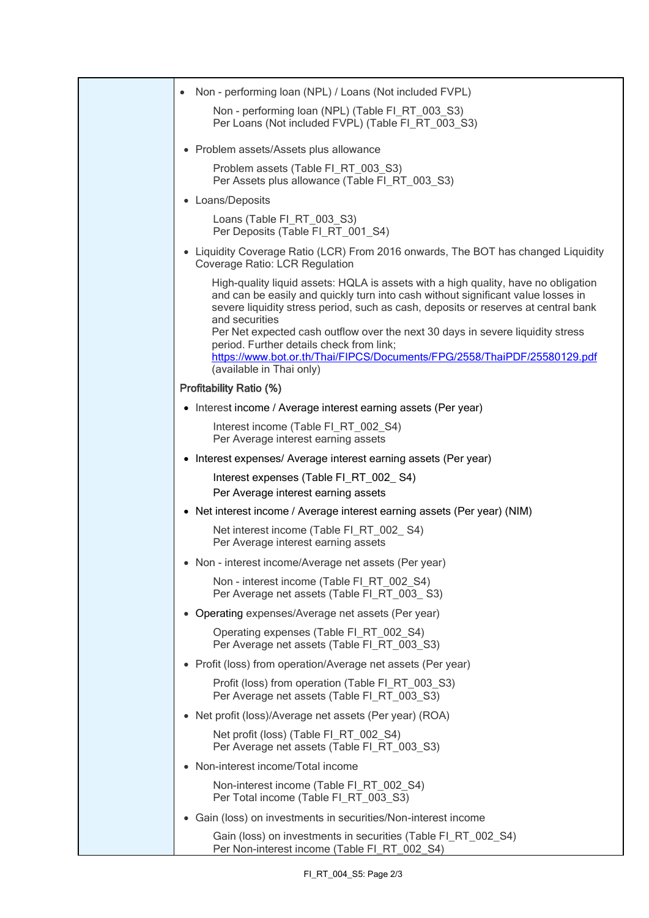- Non - performing loan (NPL) / Loans (Not included FVPL)

  Non - performing loan (NPL) (Table FI_RT_003_S3)
  Per Loans (Not included FVPL) (Table FI_RT_003_S3)

- Problem assets/Assets plus allowance

  Problem assets (Table FI_RT_003_S3)
  Per Assets plus allowance (Table FI_RT_003_S3)

- Loans/Deposits

  Loans (Table FI_RT_003_S3)
  Per Deposits (Table FI_RT_001_S4)

- Liquidity Coverage Ratio (LCR) From 2016 onwards, The BOT has changed Liquidity Coverage Ratio: LCR Regulation

  High-quality liquid assets: HQLA is assets with a high quality, have no obligation and can be easily and quickly turn into cash without significant value losses in severe liquidity stress period, such as cash, deposits or reserves at central bank and securities
  Per Net expected cash outflow over the next 30 days in severe liquidity stress period. Further details check from link;
  https://www.bot.or.th/Thai/FIPCS/Documents/FPG/2558/ThaiPDF/25580129.pdf
  (available in Thai only)

**Profitability Ratio (%)**

- Interest income / Average interest earning assets (Per year)

  Interest income (Table FI_RT_002_S4)
  Per Average interest earning assets

- Interest expenses/ Average interest earning assets (Per year)

  Interest expenses (Table FI_RT_002_ S4)
  Per Average interest earning assets

- Net interest income / Average interest earning assets (Per year) (NIM)

  Net interest income (Table FI_RT_002_ S4)
  Per Average interest earning assets

- Non - interest income/Average net assets (Per year)

  Non - interest income (Table FI_RT_002_S4)
  Per Average net assets (Table FI_RT_003_ S3)

- Operating expenses/Average net assets (Per year)

  Operating expenses (Table FI_RT_002_S4)
  Per Average net assets (Table FI_RT_003_S3)

- Profit (loss) from operation/Average net assets (Per year)

  Profit (loss) from operation (Table FI_RT_003_S3)
  Per Average net assets (Table FI_RT_003_S3)

- Net profit (loss)/Average net assets (Per year) (ROA)

  Net profit (loss) (Table FI_RT_002_S4)
  Per Average net assets (Table FI_RT_003_S3)

- Non-interest income/Total income

  Non-interest income (Table FI_RT_002_S4)
  Per Total income (Table FI_RT_003_S3)

- Gain (loss) on investments in securities/Non-interest income

  Gain (loss) on investments in securities (Table FI_RT_002_S4)
  Per Non-interest income (Table FI_RT_002_S4)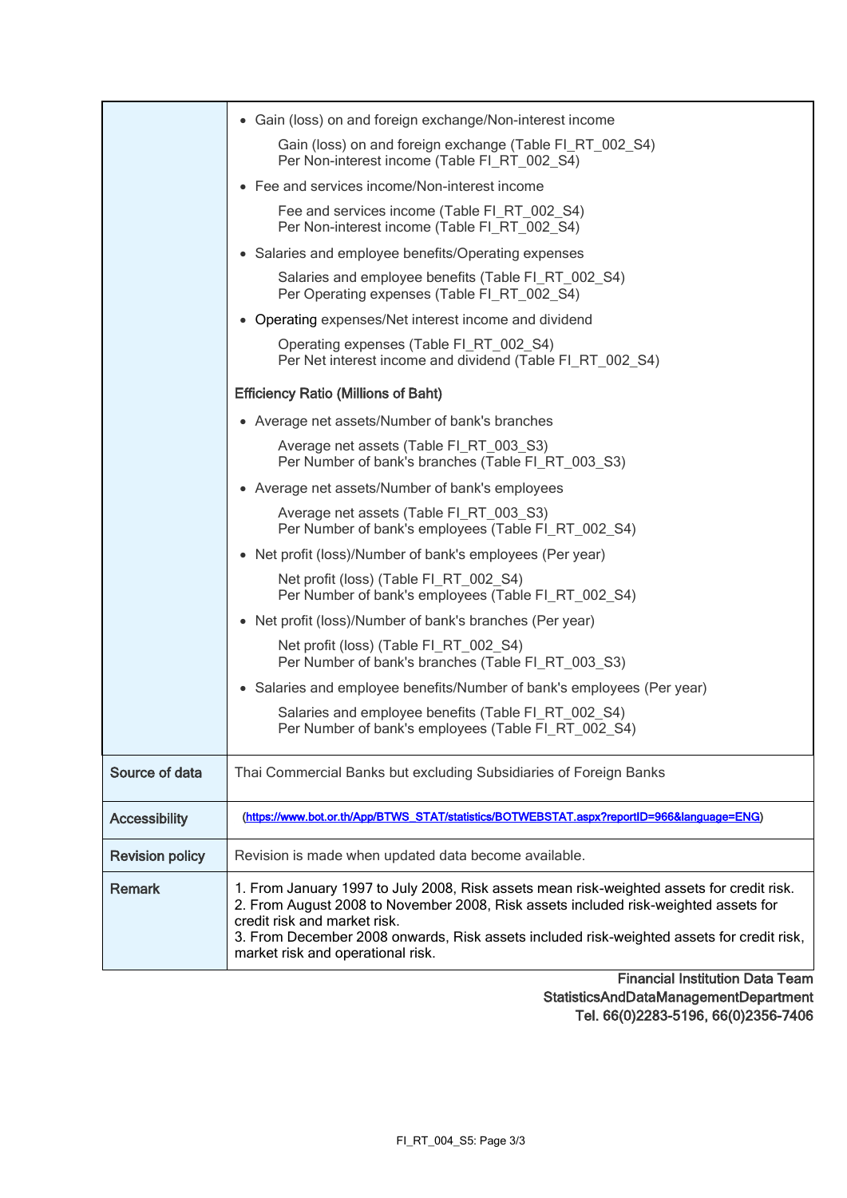| | |
|---|---|
| | • Gain (loss) on and foreign exchange/Non-interest income<br>Gain (loss) on and foreign exchange (Table FI_RT_002_S4)<br>Per Non-interest income (Table FI_RT_002_S4)<br>• Fee and services income/Non-interest income<br>Fee and services income (Table FI_RT_002_S4)<br>Per Non-interest income (Table FI_RT_002_S4)<br>• Salaries and employee benefits/Operating expenses<br>Salaries and employee benefits (Table FI_RT_002_S4)<br>Per Operating expenses (Table FI_RT_002_S4)<br>• Operating expenses/Net interest income and dividend<br>Operating expenses (Table FI_RT_002_S4)<br>Per Net interest income and dividend (Table FI_RT_002_S4)<br>**Efficiency Ratio (Millions of Baht)**<br>• Average net assets/Number of bank's branches<br>Average net assets (Table FI_RT_003_S3)<br>Per Number of bank's branches (Table FI_RT_003_S3)<br>• Average net assets/Number of bank's employees<br>Average net assets (Table FI_RT_003_S3)<br>Per Number of bank's employees (Table FI_RT_002_S4)<br>• Net profit (loss)/Number of bank's employees (Per year)<br>Net profit (loss) (Table FI_RT_002_S4)<br>Per Number of bank's employees (Table FI_RT_002_S4)<br>• Net profit (loss)/Number of bank's branches (Per year)<br>Net profit (loss) (Table FI_RT_002_S4)<br>Per Number of bank's branches (Table FI_RT_003_S3)<br>• Salaries and employee benefits/Number of bank's employees (Per year)<br>Salaries and employee benefits (Table FI_RT_002_S4)<br>Per Number of bank's employees (Table FI_RT_002_S4) |
| **Source of data** | Thai Commercial Banks but excluding Subsidiaries of Foreign Banks |
| **Accessibility** | (https://www.bot.or.th/App/BTWS_STAT/statistics/BOTWEBSTAT.aspx?reportID=966&language=ENG) |
| **Revision policy** | Revision is made when updated data become available. |
| **Remark** | 1. From January 1997 to July 2008, Risk assets mean risk-weighted assets for credit risk.<br>2. From August 2008 to November 2008, Risk assets included risk-weighted assets for credit risk and market risk.<br>3. From December 2008 onwards, Risk assets included risk-weighted assets for credit risk, market risk and operational risk. |

**Financial Institution Data Team**
**StatisticsAndDataManagementDepartment**
**Tel. 66(0)2283-5196, 66(0)2356-7406**